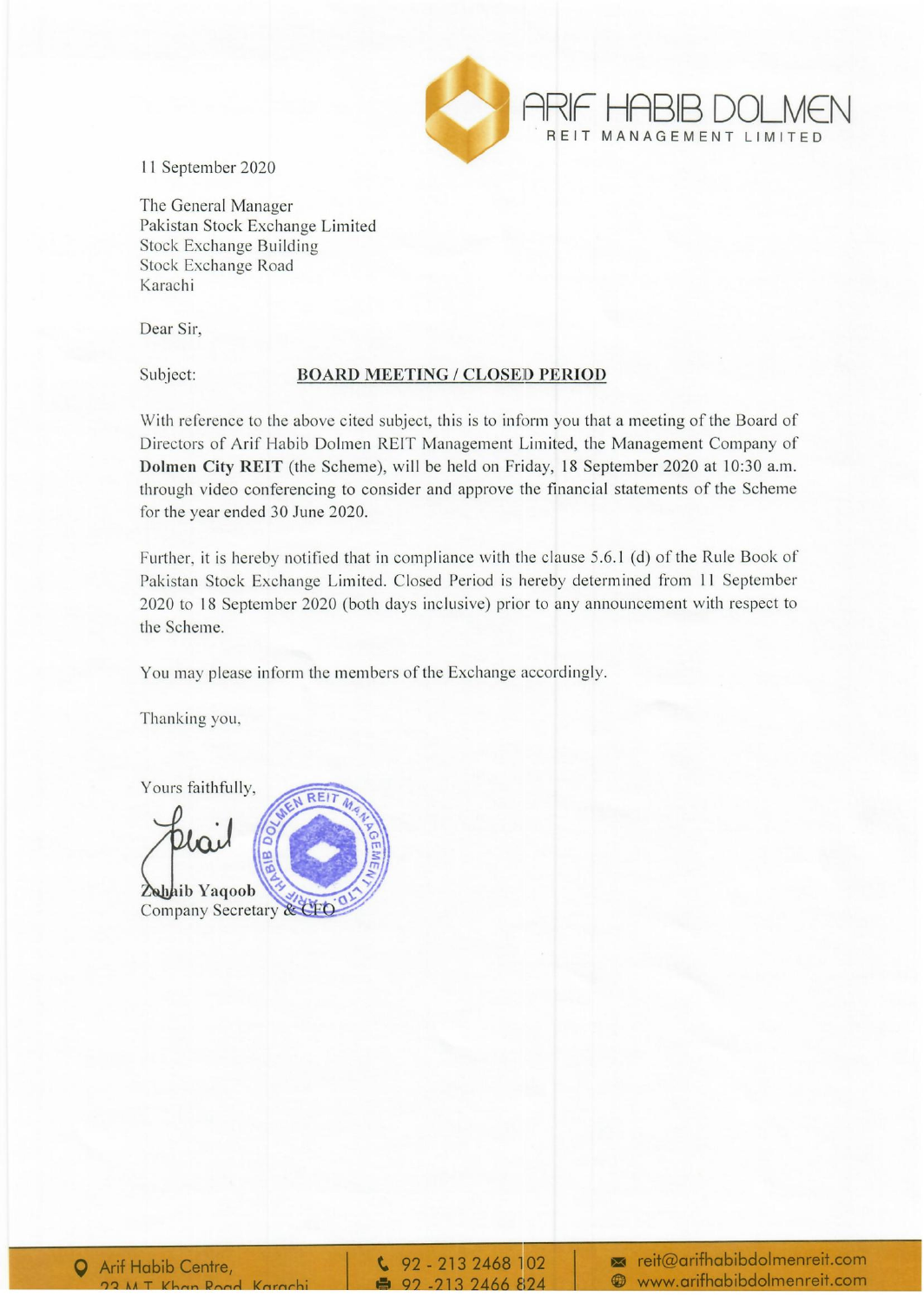ARIF HABIB DOLMEN
REIT MANAGEMENT LIMITED

11 September 2020

The General Manager
Pakistan Stock Exchange Limited
Stock Exchange Building
Stock Exchange Road
Karachi

Dear Sir,

Subject: **BOARD MEETING / CLOSED PERIOD**

With reference to the above cited subject, this is to inform you that a meeting of the Board of Directors of Arif Habib Dolmen REIT Management Limited, the Management Company of **Dolmen City REIT** (the Scheme), will be held on Friday, 18 September 2020 at 10:30 a.m. through video conferencing to consider and approve the financial statements of the Scheme for the year ended 30 June 2020.

Further, it is hereby notified that in compliance with the clause 5.6.1 (d) of the Rule Book of Pakistan Stock Exchange Limited. Closed Period is hereby determined from 11 September 2020 to 18 September 2020 (both days inclusive) prior to any announcement with respect to the Scheme.

You may please inform the members of the Exchange accordingly.

Thanking you,

Yours faithfully,

**Zohaib Yaqoob**
Company Secretary & CFO

Arif Habib Centre, 23 M.T. Khan Road, Karachi | 92 - 213 2468 102 | 92 -213 2466 824 | reit@arifhabibdolmenreit.com | www.arifhabibdolmenreit.com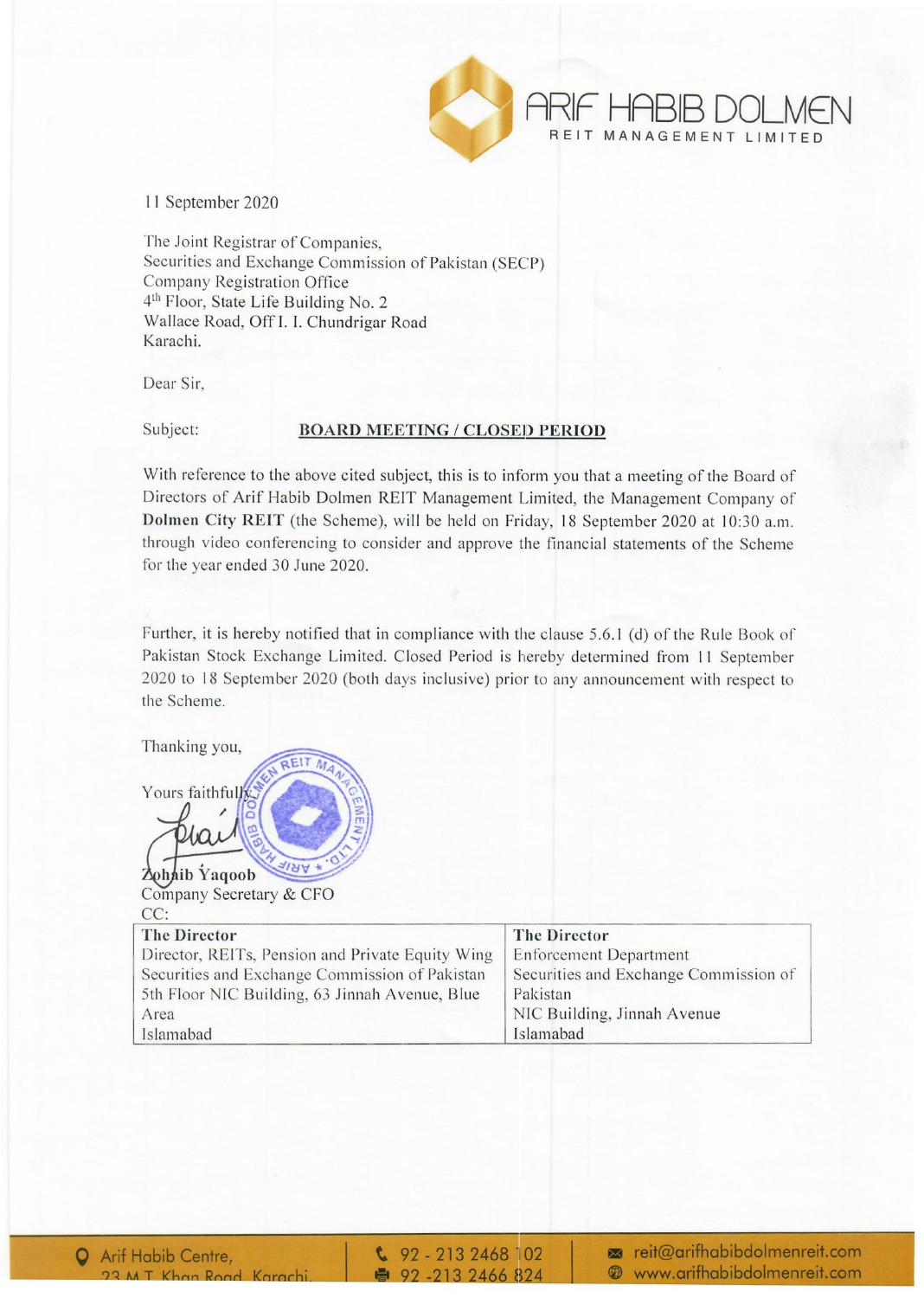ARIF HABIB DOLMEN
REIT MANAGEMENT LIMITED

11 September 2020

The Joint Registrar of Companies,
Securities and Exchange Commission of Pakistan (SECP)
Company Registration Office
4th Floor, State Life Building No. 2
Wallace Road, Off I. I. Chundrigar Road
Karachi.

Dear Sir,

Subject: **BOARD MEETING / CLOSED PERIOD**

With reference to the above cited subject, this is to inform you that a meeting of the Board of Directors of Arif Habib Dolmen REIT Management Limited, the Management Company of **Dolmen City REIT** (the Scheme), will be held on Friday, 18 September 2020 at 10:30 a.m. through video conferencing to consider and approve the financial statements of the Scheme for the year ended 30 June 2020.

Further, it is hereby notified that in compliance with the clause 5.6.1 (d) of the Rule Book of Pakistan Stock Exchange Limited. Closed Period is hereby determined from 11 September 2020 to 18 September 2020 (both days inclusive) prior to any announcement with respect to the Scheme.

Thanking you,

Yours faithfully,

**Zohaib Yaqoob**
Company Secretary & CFO

CC:

| | |
|---|---|
| **The Director**<br>Director, REITs, Pension and Private Equity Wing<br>Securities and Exchange Commission of Pakistan<br>5th Floor NIC Building, 63 Jinnah Avenue, Blue Area<br>Islamabad | **The Director**<br>Enforcement Department<br>Securities and Exchange Commission of Pakistan<br>NIC Building, Jinnah Avenue<br>Islamabad |

Arif Habib Centre, 23 M.T. Khan Road, Karachi. | 92 - 213 2468 102 | 92 -213 2466 824 | reit@arifhabibdolmenreit.com | www.arifhabibdolmenreit.com